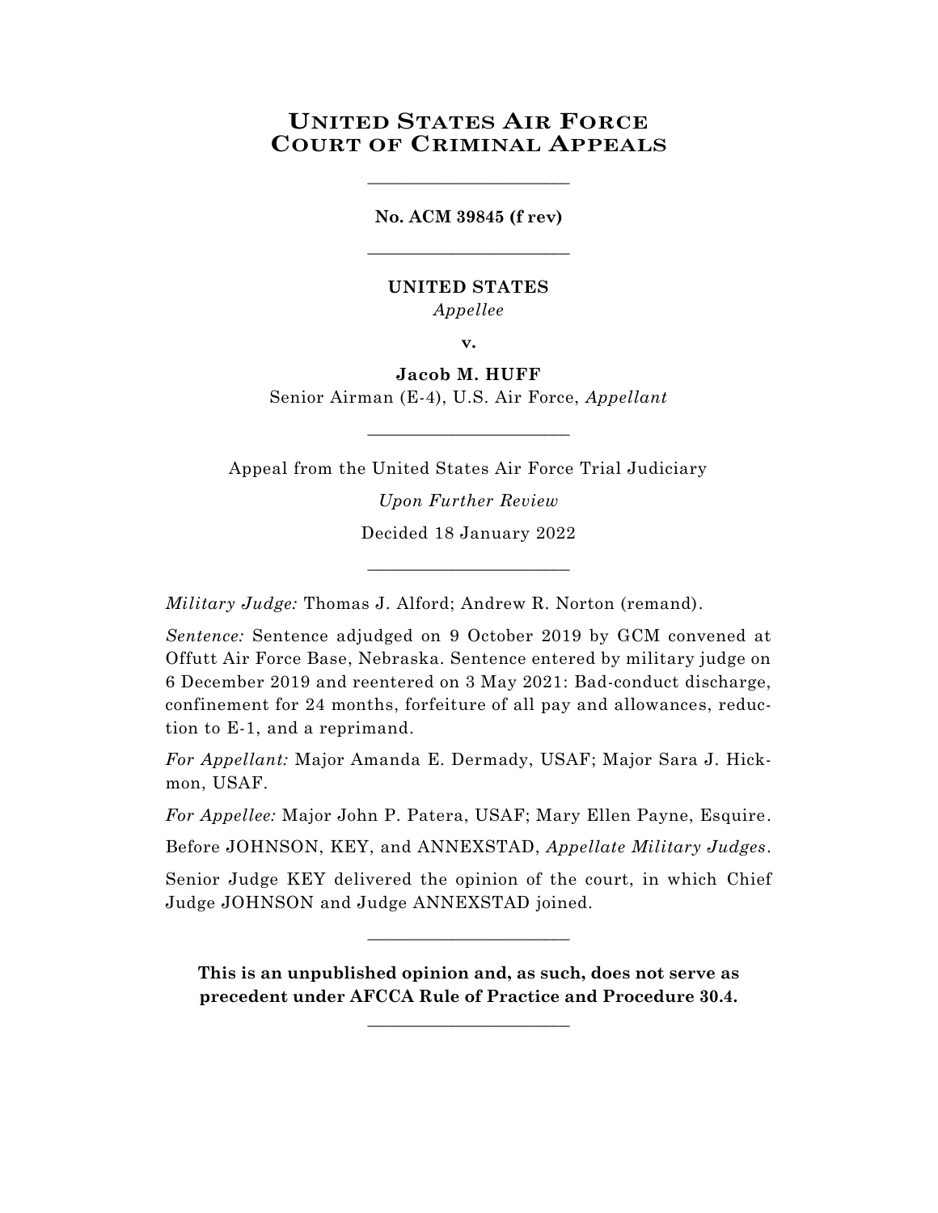# United States Air Force Court of Criminal Appeals

---

**No. ACM 39845 (f rev)**

---

**UNITED STATES**

*Appellee*

**v.**

**Jacob M. HUFF**

Senior Airman (E-4), U.S. Air Force, *Appellant*

---

Appeal from the United States Air Force Trial Judiciary

*Upon Further Review*

Decided 18 January 2022

---

*Military Judge:* Thomas J. Alford; Andrew R. Norton (remand).

*Sentence:* Sentence adjudged on 9 October 2019 by GCM convened at Offutt Air Force Base, Nebraska. Sentence entered by military judge on 6 December 2019 and reentered on 3 May 2021: Bad-conduct discharge, confinement for 24 months, forfeiture of all pay and allowances, reduction to E-1, and a reprimand.

*For Appellant:* Major Amanda E. Dermady, USAF; Major Sara J. Hickmon, USAF.

*For Appellee:* Major John P. Patera, USAF; Mary Ellen Payne, Esquire.

Before JOHNSON, KEY, and ANNEXSTAD, *Appellate Military Judges*.

Senior Judge KEY delivered the opinion of the court, in which Chief Judge JOHNSON and Judge ANNEXSTAD joined.

---

**This is an unpublished opinion and, as such, does not serve as precedent under AFCCA Rule of Practice and Procedure 30.4.**

---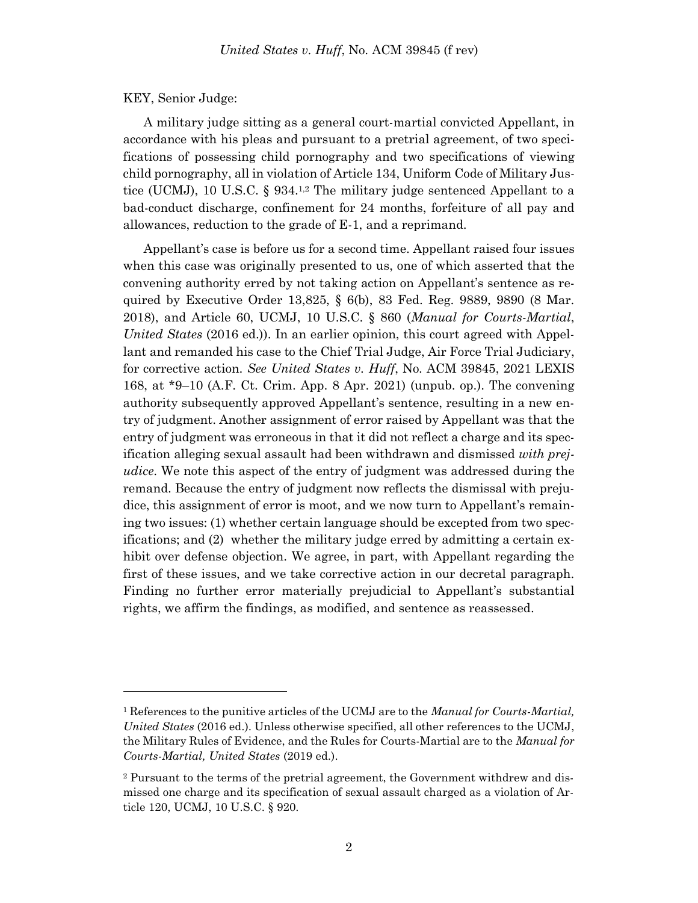KEY, Senior Judge:

A military judge sitting as a general court-martial convicted Appellant, in accordance with his pleas and pursuant to a pretrial agreement, of two specifications of possessing child pornography and two specifications of viewing child pornography, all in violation of Article 134, Uniform Code of Military Justice (UCMJ), 10 U.S.C. § 934.[1,2] The military judge sentenced Appellant to a bad-conduct discharge, confinement for 24 months, forfeiture of all pay and allowances, reduction to the grade of E-1, and a reprimand.

Appellant's case is before us for a second time. Appellant raised four issues when this case was originally presented to us, one of which asserted that the convening authority erred by not taking action on Appellant's sentence as required by Executive Order 13,825, § 6(b), 83 Fed. Reg. 9889, 9890 (8 Mar. 2018), and Article 60, UCMJ, 10 U.S.C. § 860 (*Manual for Courts-Martial*, *United States* (2016 ed.)). In an earlier opinion, this court agreed with Appellant and remanded his case to the Chief Trial Judge, Air Force Trial Judiciary, for corrective action. *See United States v. Huff*, No. ACM 39845, 2021 LEXIS 168, at *9–10 (A.F. Ct. Crim. App. 8 Apr. 2021) (unpub. op.). The convening authority subsequently approved Appellant's sentence, resulting in a new entry of judgment. Another assignment of error raised by Appellant was that the entry of judgment was erroneous in that it did not reflect a charge and its specification alleging sexual assault had been withdrawn and dismissed *with prejudice*. We note this aspect of the entry of judgment was addressed during the remand. Because the entry of judgment now reflects the dismissal with prejudice, this assignment of error is moot, and we now turn to Appellant's remaining two issues: (1) whether certain language should be excepted from two specifications; and (2) whether the military judge erred by admitting a certain exhibit over defense objection. We agree, in part, with Appellant regarding the first of these issues, and we take corrective action in our decretal paragraph. Finding no further error materially prejudicial to Appellant's substantial rights, we affirm the findings, as modified, and sentence as reassessed.

---

[1] References to the punitive articles of the UCMJ are to the *Manual for Courts-Martial, United States* (2016 ed.). Unless otherwise specified, all other references to the UCMJ, the Military Rules of Evidence, and the Rules for Courts-Martial are to the *Manual for Courts-Martial, United States* (2019 ed.).

[2] Pursuant to the terms of the pretrial agreement, the Government withdrew and dismissed one charge and its specification of sexual assault charged as a violation of Article 120, UCMJ, 10 U.S.C. § 920.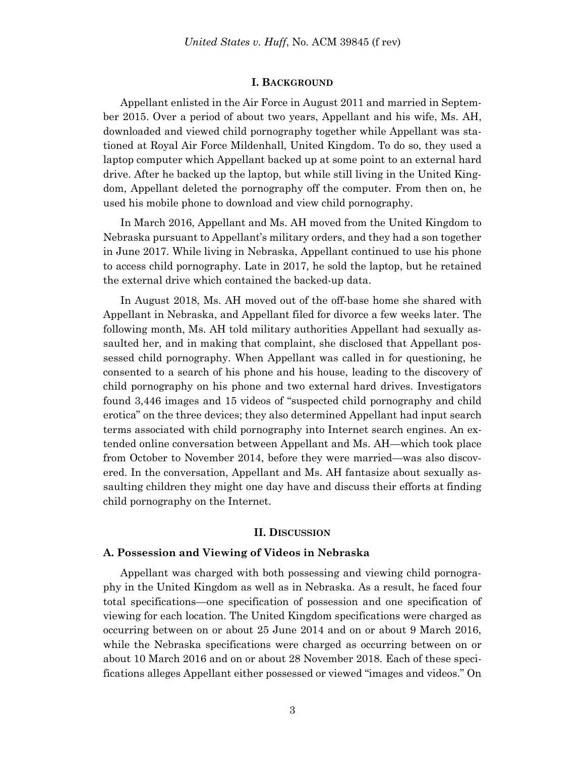## I. BACKGROUND

Appellant enlisted in the Air Force in August 2011 and married in September 2015. Over a period of about two years, Appellant and his wife, Ms. AH, downloaded and viewed child pornography together while Appellant was stationed at Royal Air Force Mildenhall, United Kingdom. To do so, they used a laptop computer which Appellant backed up at some point to an external hard drive. After he backed up the laptop, but while still living in the United Kingdom, Appellant deleted the pornography off the computer. From then on, he used his mobile phone to download and view child pornography.

In March 2016, Appellant and Ms. AH moved from the United Kingdom to Nebraska pursuant to Appellant's military orders, and they had a son together in June 2017. While living in Nebraska, Appellant continued to use his phone to access child pornography. Late in 2017, he sold the laptop, but he retained the external drive which contained the backed-up data.

In August 2018, Ms. AH moved out of the off-base home she shared with Appellant in Nebraska, and Appellant filed for divorce a few weeks later. The following month, Ms. AH told military authorities Appellant had sexually assaulted her, and in making that complaint, she disclosed that Appellant possessed child pornography. When Appellant was called in for questioning, he consented to a search of his phone and his house, leading to the discovery of child pornography on his phone and two external hard drives. Investigators found 3,446 images and 15 videos of "suspected child pornography and child erotica" on the three devices; they also determined Appellant had input search terms associated with child pornography into Internet search engines. An extended online conversation between Appellant and Ms. AH—which took place from October to November 2014, before they were married—was also discovered. In the conversation, Appellant and Ms. AH fantasize about sexually assaulting children they might one day have and discuss their efforts at finding child pornography on the Internet.

## II. DISCUSSION

### A. Possession and Viewing of Videos in Nebraska

Appellant was charged with both possessing and viewing child pornography in the United Kingdom as well as in Nebraska. As a result, he faced four total specifications—one specification of possession and one specification of viewing for each location. The United Kingdom specifications were charged as occurring between on or about 25 June 2014 and on or about 9 March 2016, while the Nebraska specifications were charged as occurring between on or about 10 March 2016 and on or about 28 November 2018. Each of these specifications alleges Appellant either possessed or viewed "images and videos." On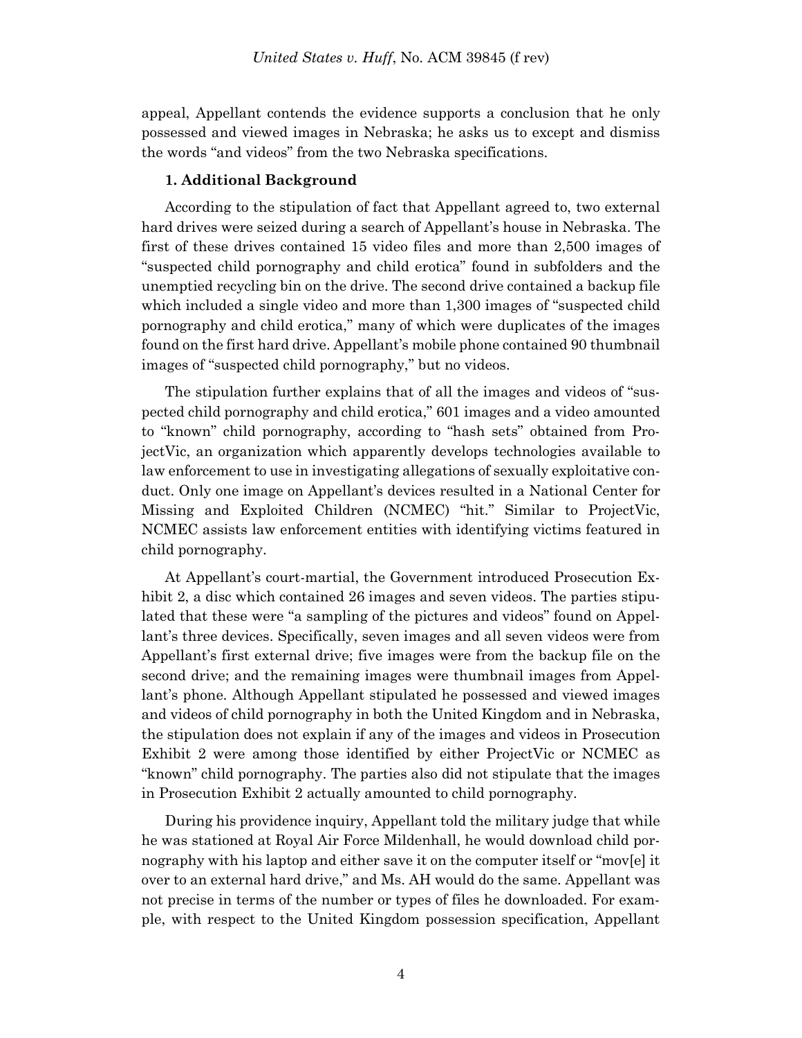appeal, Appellant contends the evidence supports a conclusion that he only possessed and viewed images in Nebraska; he asks us to except and dismiss the words "and videos" from the two Nebraska specifications.

### 1. Additional Background

According to the stipulation of fact that Appellant agreed to, two external hard drives were seized during a search of Appellant's house in Nebraska. The first of these drives contained 15 video files and more than 2,500 images of "suspected child pornography and child erotica" found in subfolders and the unemptied recycling bin on the drive. The second drive contained a backup file which included a single video and more than 1,300 images of "suspected child pornography and child erotica," many of which were duplicates of the images found on the first hard drive. Appellant's mobile phone contained 90 thumbnail images of "suspected child pornography," but no videos.

The stipulation further explains that of all the images and videos of "suspected child pornography and child erotica," 601 images and a video amounted to "known" child pornography, according to "hash sets" obtained from ProjectVic, an organization which apparently develops technologies available to law enforcement to use in investigating allegations of sexually exploitative conduct. Only one image on Appellant's devices resulted in a National Center for Missing and Exploited Children (NCMEC) "hit." Similar to ProjectVic, NCMEC assists law enforcement entities with identifying victims featured in child pornography.

At Appellant's court-martial, the Government introduced Prosecution Exhibit 2, a disc which contained 26 images and seven videos. The parties stipulated that these were "a sampling of the pictures and videos" found on Appellant's three devices. Specifically, seven images and all seven videos were from Appellant's first external drive; five images were from the backup file on the second drive; and the remaining images were thumbnail images from Appellant's phone. Although Appellant stipulated he possessed and viewed images and videos of child pornography in both the United Kingdom and in Nebraska, the stipulation does not explain if any of the images and videos in Prosecution Exhibit 2 were among those identified by either ProjectVic or NCMEC as "known" child pornography. The parties also did not stipulate that the images in Prosecution Exhibit 2 actually amounted to child pornography.

During his providence inquiry, Appellant told the military judge that while he was stationed at Royal Air Force Mildenhall, he would download child pornography with his laptop and either save it on the computer itself or "mov[e] it over to an external hard drive," and Ms. AH would do the same. Appellant was not precise in terms of the number or types of files he downloaded. For example, with respect to the United Kingdom possession specification, Appellant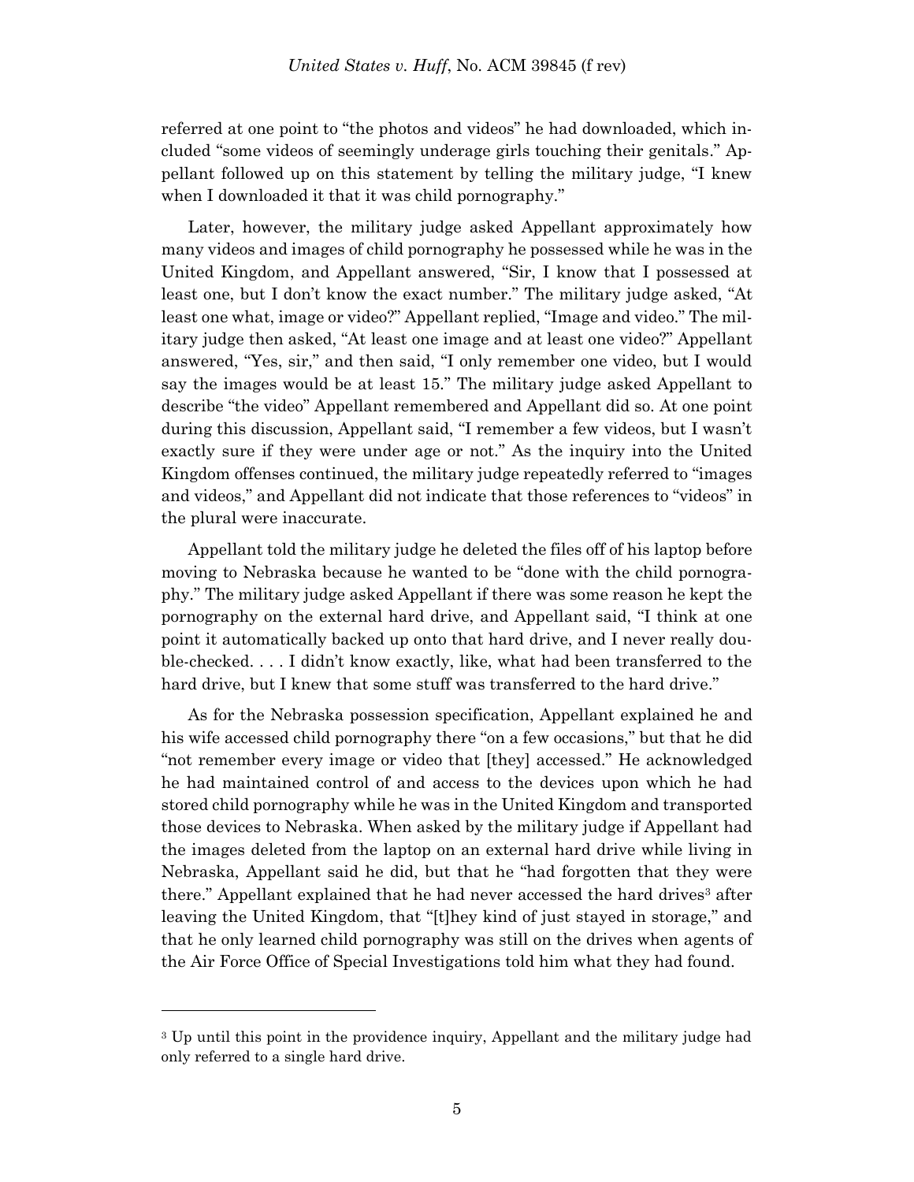referred at one point to "the photos and videos" he had downloaded, which included "some videos of seemingly underage girls touching their genitals." Appellant followed up on this statement by telling the military judge, "I knew when I downloaded it that it was child pornography."

Later, however, the military judge asked Appellant approximately how many videos and images of child pornography he possessed while he was in the United Kingdom, and Appellant answered, "Sir, I know that I possessed at least one, but I don't know the exact number." The military judge asked, "At least one what, image or video?" Appellant replied, "Image and video." The military judge then asked, "At least one image and at least one video?" Appellant answered, "Yes, sir," and then said, "I only remember one video, but I would say the images would be at least 15." The military judge asked Appellant to describe "the video" Appellant remembered and Appellant did so. At one point during this discussion, Appellant said, "I remember a few videos, but I wasn't exactly sure if they were under age or not." As the inquiry into the United Kingdom offenses continued, the military judge repeatedly referred to "images and videos," and Appellant did not indicate that those references to "videos" in the plural were inaccurate.

Appellant told the military judge he deleted the files off of his laptop before moving to Nebraska because he wanted to be "done with the child pornography." The military judge asked Appellant if there was some reason he kept the pornography on the external hard drive, and Appellant said, "I think at one point it automatically backed up onto that hard drive, and I never really double-checked. . . . I didn't know exactly, like, what had been transferred to the hard drive, but I knew that some stuff was transferred to the hard drive."

As for the Nebraska possession specification, Appellant explained he and his wife accessed child pornography there "on a few occasions," but that he did "not remember every image or video that [they] accessed." He acknowledged he had maintained control of and access to the devices upon which he had stored child pornography while he was in the United Kingdom and transported those devices to Nebraska. When asked by the military judge if Appellant had the images deleted from the laptop on an external hard drive while living in Nebraska, Appellant said he did, but that he "had forgotten that they were there." Appellant explained that he had never accessed the hard drives[3] after leaving the United Kingdom, that "[t]hey kind of just stayed in storage," and that he only learned child pornography was still on the drives when agents of the Air Force Office of Special Investigations told him what they had found.

---

[3] Up until this point in the providence inquiry, Appellant and the military judge had only referred to a single hard drive.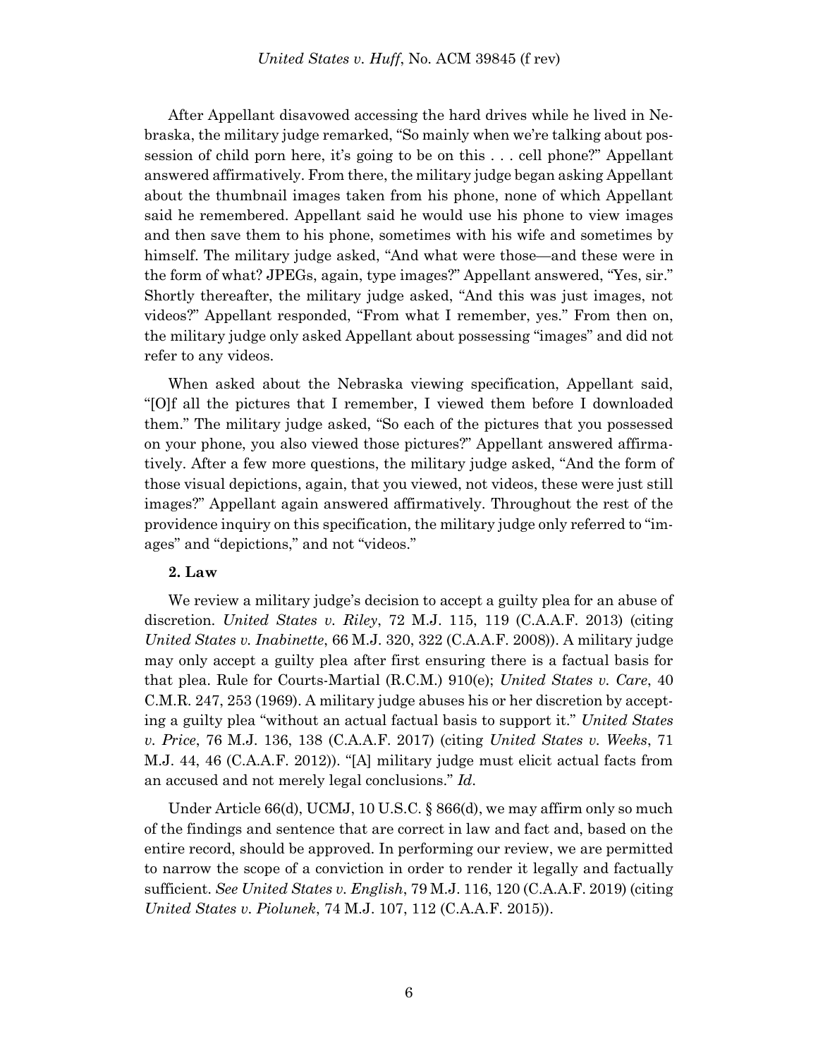After Appellant disavowed accessing the hard drives while he lived in Nebraska, the military judge remarked, "So mainly when we're talking about possession of child porn here, it's going to be on this . . . cell phone?" Appellant answered affirmatively. From there, the military judge began asking Appellant about the thumbnail images taken from his phone, none of which Appellant said he remembered. Appellant said he would use his phone to view images and then save them to his phone, sometimes with his wife and sometimes by himself. The military judge asked, "And what were those—and these were in the form of what? JPEGs, again, type images?" Appellant answered, "Yes, sir." Shortly thereafter, the military judge asked, "And this was just images, not videos?" Appellant responded, "From what I remember, yes." From then on, the military judge only asked Appellant about possessing "images" and did not refer to any videos.

When asked about the Nebraska viewing specification, Appellant said, "[O]f all the pictures that I remember, I viewed them before I downloaded them." The military judge asked, "So each of the pictures that you possessed on your phone, you also viewed those pictures?" Appellant answered affirmatively. After a few more questions, the military judge asked, "And the form of those visual depictions, again, that you viewed, not videos, these were just still images?" Appellant again answered affirmatively. Throughout the rest of the providence inquiry on this specification, the military judge only referred to "images" and "depictions," and not "videos."

**2. Law**

We review a military judge's decision to accept a guilty plea for an abuse of discretion. *United States v. Riley*, 72 M.J. 115, 119 (C.A.A.F. 2013) (citing *United States v. Inabinette*, 66 M.J. 320, 322 (C.A.A.F. 2008)). A military judge may only accept a guilty plea after first ensuring there is a factual basis for that plea. Rule for Courts-Martial (R.C.M.) 910(e); *United States v. Care*, 40 C.M.R. 247, 253 (1969). A military judge abuses his or her discretion by accepting a guilty plea "without an actual factual basis to support it." *United States v. Price*, 76 M.J. 136, 138 (C.A.A.F. 2017) (citing *United States v. Weeks*, 71 M.J. 44, 46 (C.A.A.F. 2012)). "[A] military judge must elicit actual facts from an accused and not merely legal conclusions." *Id*.

Under Article 66(d), UCMJ, 10 U.S.C. § 866(d), we may affirm only so much of the findings and sentence that are correct in law and fact and, based on the entire record, should be approved. In performing our review, we are permitted to narrow the scope of a conviction in order to render it legally and factually sufficient. *See United States v. English*, 79 M.J. 116, 120 (C.A.A.F. 2019) (citing *United States v. Piolunek*, 74 M.J. 107, 112 (C.A.A.F. 2015)).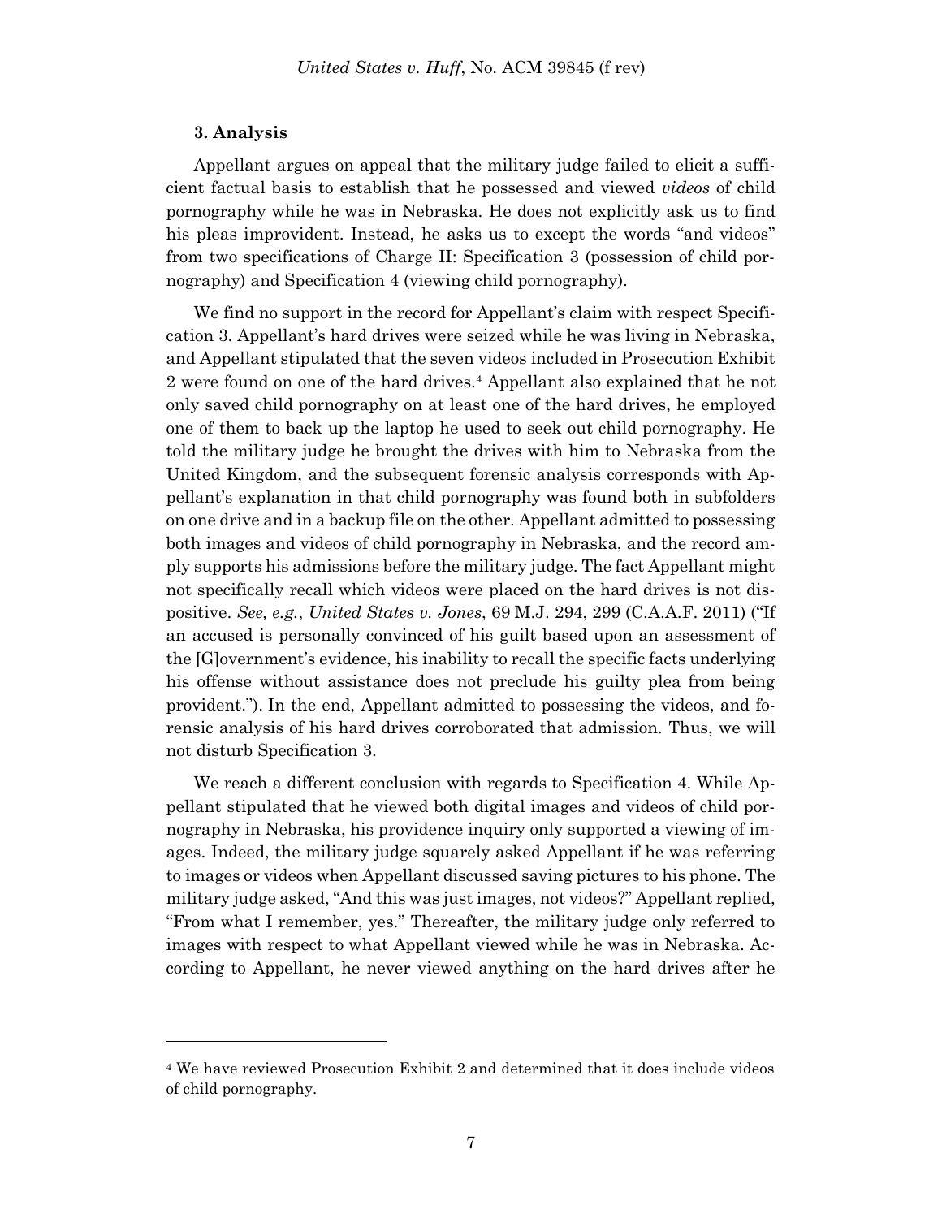### 3. Analysis

Appellant argues on appeal that the military judge failed to elicit a sufficient factual basis to establish that he possessed and viewed *videos* of child pornography while he was in Nebraska. He does not explicitly ask us to find his pleas improvident. Instead, he asks us to except the words "and videos" from two specifications of Charge II: Specification 3 (possession of child pornography) and Specification 4 (viewing child pornography).

We find no support in the record for Appellant's claim with respect Specification 3. Appellant's hard drives were seized while he was living in Nebraska, and Appellant stipulated that the seven videos included in Prosecution Exhibit 2 were found on one of the hard drives.[4] Appellant also explained that he not only saved child pornography on at least one of the hard drives, he employed one of them to back up the laptop he used to seek out child pornography. He told the military judge he brought the drives with him to Nebraska from the United Kingdom, and the subsequent forensic analysis corresponds with Appellant's explanation in that child pornography was found both in subfolders on one drive and in a backup file on the other. Appellant admitted to possessing both images and videos of child pornography in Nebraska, and the record amply supports his admissions before the military judge. The fact Appellant might not specifically recall which videos were placed on the hard drives is not dispositive. *See, e.g.*, *United States v. Jones*, 69 M.J. 294, 299 (C.A.A.F. 2011) ("If an accused is personally convinced of his guilt based upon an assessment of the [G]overnment's evidence, his inability to recall the specific facts underlying his offense without assistance does not preclude his guilty plea from being provident."). In the end, Appellant admitted to possessing the videos, and forensic analysis of his hard drives corroborated that admission. Thus, we will not disturb Specification 3.

We reach a different conclusion with regards to Specification 4. While Appellant stipulated that he viewed both digital images and videos of child pornography in Nebraska, his providence inquiry only supported a viewing of images. Indeed, the military judge squarely asked Appellant if he was referring to images or videos when Appellant discussed saving pictures to his phone. The military judge asked, "And this was just images, not videos?" Appellant replied, "From what I remember, yes." Thereafter, the military judge only referred to images with respect to what Appellant viewed while he was in Nebraska. According to Appellant, he never viewed anything on the hard drives after he

---

[4] We have reviewed Prosecution Exhibit 2 and determined that it does include videos of child pornography.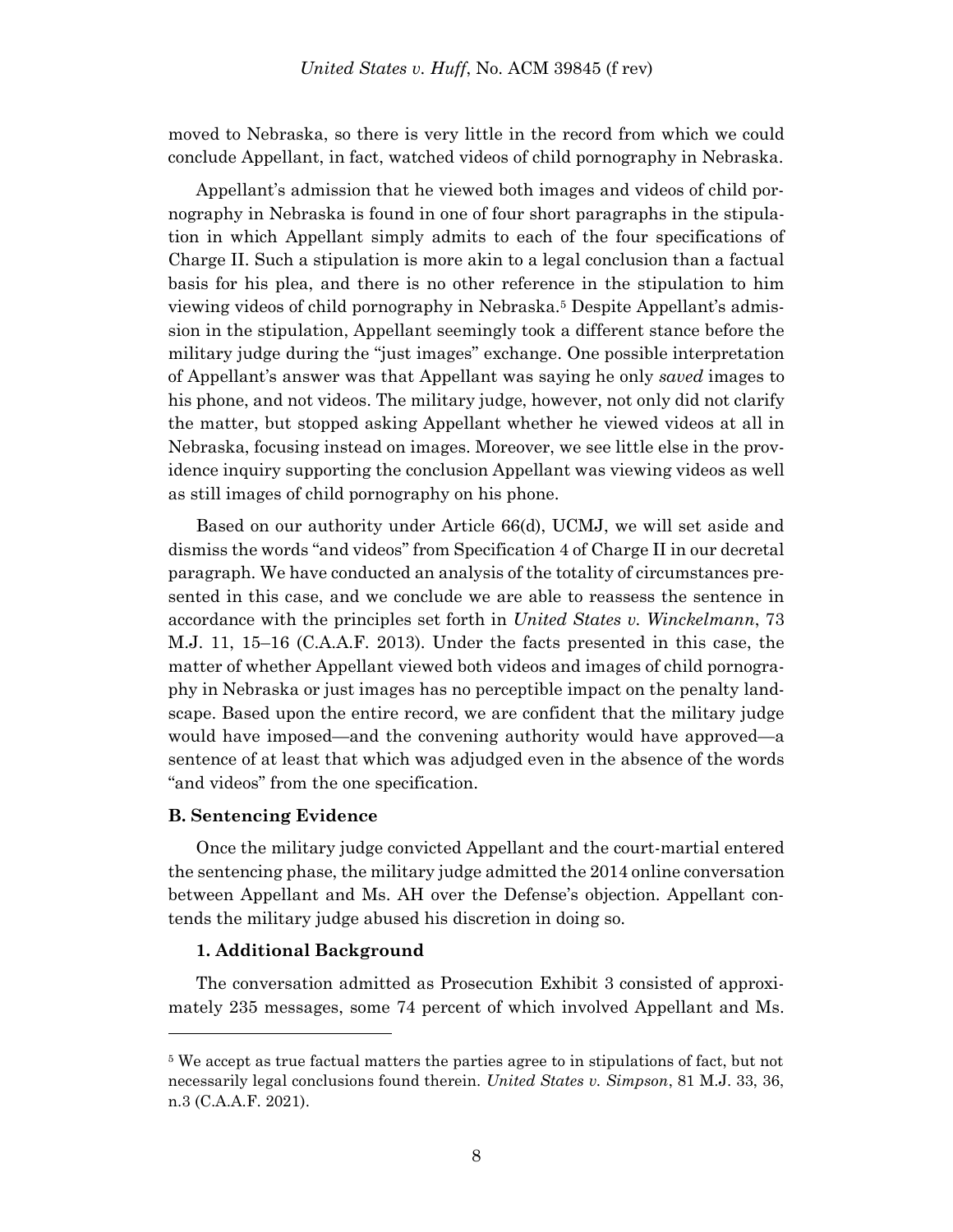moved to Nebraska, so there is very little in the record from which we could conclude Appellant, in fact, watched videos of child pornography in Nebraska.

Appellant's admission that he viewed both images and videos of child pornography in Nebraska is found in one of four short paragraphs in the stipulation in which Appellant simply admits to each of the four specifications of Charge II. Such a stipulation is more akin to a legal conclusion than a factual basis for his plea, and there is no other reference in the stipulation to him viewing videos of child pornography in Nebraska.[5] Despite Appellant's admission in the stipulation, Appellant seemingly took a different stance before the military judge during the "just images" exchange. One possible interpretation of Appellant's answer was that Appellant was saying he only *saved* images to his phone, and not videos. The military judge, however, not only did not clarify the matter, but stopped asking Appellant whether he viewed videos at all in Nebraska, focusing instead on images. Moreover, we see little else in the providence inquiry supporting the conclusion Appellant was viewing videos as well as still images of child pornography on his phone.

Based on our authority under Article 66(d), UCMJ, we will set aside and dismiss the words "and videos" from Specification 4 of Charge II in our decretal paragraph. We have conducted an analysis of the totality of circumstances presented in this case, and we conclude we are able to reassess the sentence in accordance with the principles set forth in *United States v. Winckelmann*, 73 M.J. 11, 15–16 (C.A.A.F. 2013). Under the facts presented in this case, the matter of whether Appellant viewed both videos and images of child pornography in Nebraska or just images has no perceptible impact on the penalty landscape. Based upon the entire record, we are confident that the military judge would have imposed—and the convening authority would have approved—a sentence of at least that which was adjudged even in the absence of the words "and videos" from the one specification.

### B. Sentencing Evidence

Once the military judge convicted Appellant and the court-martial entered the sentencing phase, the military judge admitted the 2014 online conversation between Appellant and Ms. AH over the Defense's objection. Appellant contends the military judge abused his discretion in doing so.

#### 1. Additional Background

The conversation admitted as Prosecution Exhibit 3 consisted of approximately 235 messages, some 74 percent of which involved Appellant and Ms.

---

[5] We accept as true factual matters the parties agree to in stipulations of fact, but not necessarily legal conclusions found therein. *United States v. Simpson*, 81 M.J. 33, 36, n.3 (C.A.A.F. 2021).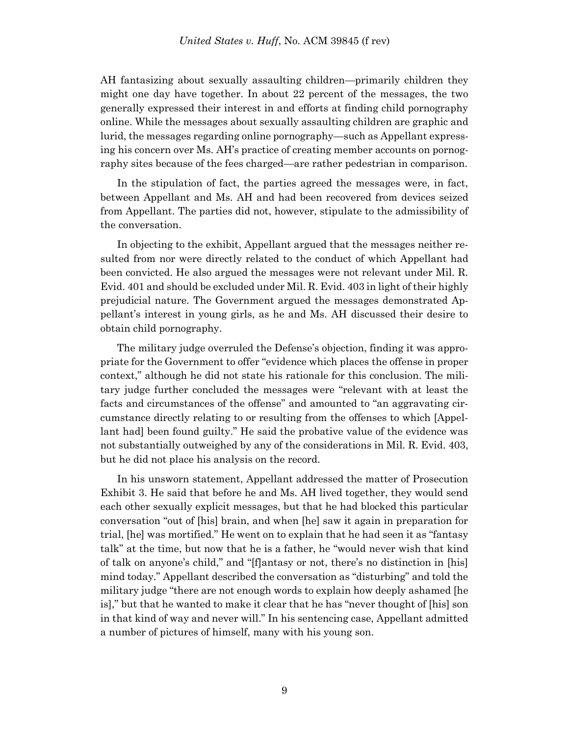AH fantasizing about sexually assaulting children—primarily children they might one day have together. In about 22 percent of the messages, the two generally expressed their interest in and efforts at finding child pornography online. While the messages about sexually assaulting children are graphic and lurid, the messages regarding online pornography—such as Appellant expressing his concern over Ms. AH's practice of creating member accounts on pornography sites because of the fees charged—are rather pedestrian in comparison.

In the stipulation of fact, the parties agreed the messages were, in fact, between Appellant and Ms. AH and had been recovered from devices seized from Appellant. The parties did not, however, stipulate to the admissibility of the conversation.

In objecting to the exhibit, Appellant argued that the messages neither resulted from nor were directly related to the conduct of which Appellant had been convicted. He also argued the messages were not relevant under Mil. R. Evid. 401 and should be excluded under Mil. R. Evid. 403 in light of their highly prejudicial nature. The Government argued the messages demonstrated Appellant's interest in young girls, as he and Ms. AH discussed their desire to obtain child pornography.

The military judge overruled the Defense's objection, finding it was appropriate for the Government to offer "evidence which places the offense in proper context," although he did not state his rationale for this conclusion. The military judge further concluded the messages were "relevant with at least the facts and circumstances of the offense" and amounted to "an aggravating circumstance directly relating to or resulting from the offenses to which [Appellant had] been found guilty." He said the probative value of the evidence was not substantially outweighed by any of the considerations in Mil. R. Evid. 403, but he did not place his analysis on the record.

In his unsworn statement, Appellant addressed the matter of Prosecution Exhibit 3. He said that before he and Ms. AH lived together, they would send each other sexually explicit messages, but that he had blocked this particular conversation "out of [his] brain, and when [he] saw it again in preparation for trial, [he] was mortified." He went on to explain that he had seen it as "fantasy talk" at the time, but now that he is a father, he "would never wish that kind of talk on anyone's child," and "[f]antasy or not, there's no distinction in [his] mind today." Appellant described the conversation as "disturbing" and told the military judge "there are not enough words to explain how deeply ashamed [he is]," but that he wanted to make it clear that he has "never thought of [his] son in that kind of way and never will." In his sentencing case, Appellant admitted a number of pictures of himself, many with his young son.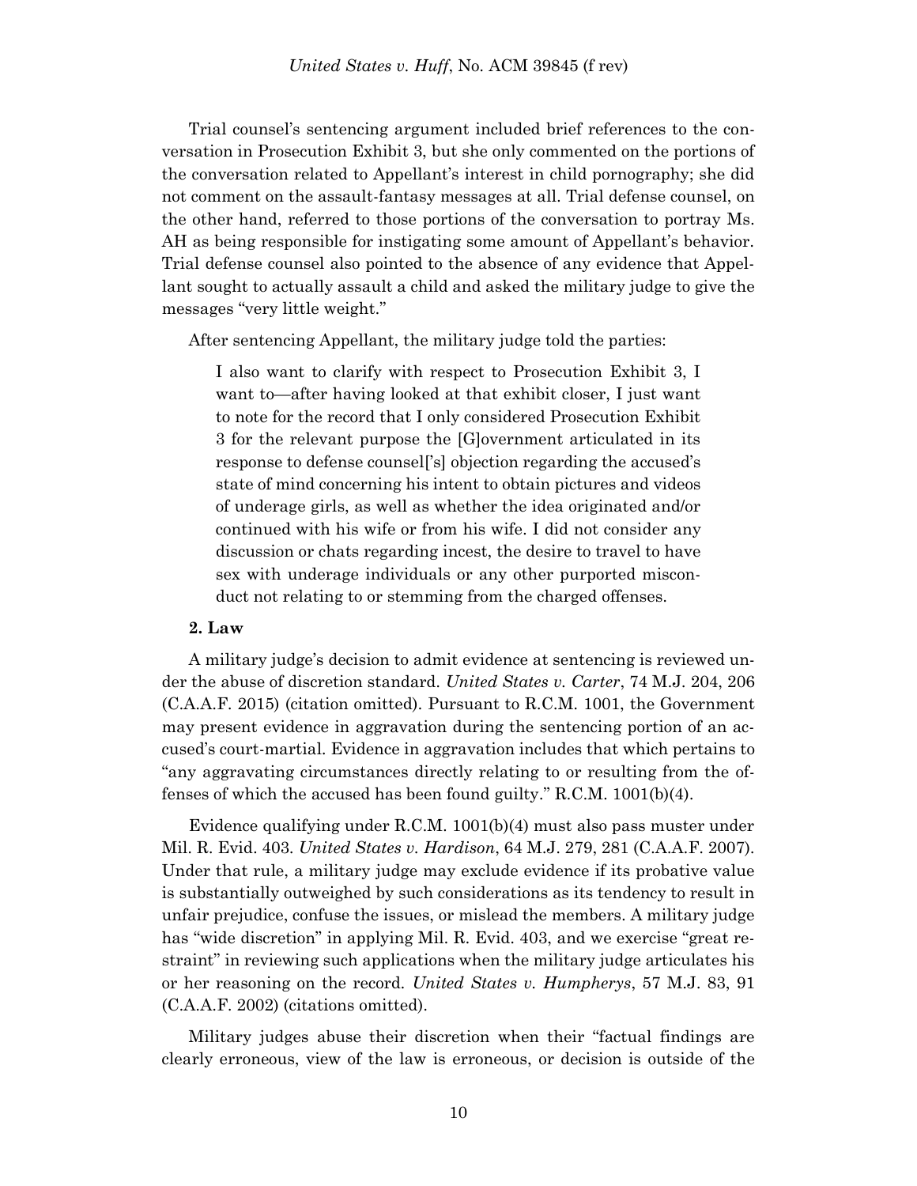Trial counsel's sentencing argument included brief references to the conversation in Prosecution Exhibit 3, but she only commented on the portions of the conversation related to Appellant's interest in child pornography; she did not comment on the assault-fantasy messages at all. Trial defense counsel, on the other hand, referred to those portions of the conversation to portray Ms. AH as being responsible for instigating some amount of Appellant's behavior. Trial defense counsel also pointed to the absence of any evidence that Appellant sought to actually assault a child and asked the military judge to give the messages "very little weight."

After sentencing Appellant, the military judge told the parties:

> I also want to clarify with respect to Prosecution Exhibit 3, I want to—after having looked at that exhibit closer, I just want to note for the record that I only considered Prosecution Exhibit 3 for the relevant purpose the [G]overnment articulated in its response to defense counsel['s] objection regarding the accused's state of mind concerning his intent to obtain pictures and videos of underage girls, as well as whether the idea originated and/or continued with his wife or from his wife. I did not consider any discussion or chats regarding incest, the desire to travel to have sex with underage individuals or any other purported misconduct not relating to or stemming from the charged offenses.

**2. Law**

A military judge's decision to admit evidence at sentencing is reviewed under the abuse of discretion standard. *United States v. Carter*, 74 M.J. 204, 206 (C.A.A.F. 2015) (citation omitted). Pursuant to R.C.M. 1001, the Government may present evidence in aggravation during the sentencing portion of an accused's court-martial. Evidence in aggravation includes that which pertains to "any aggravating circumstances directly relating to or resulting from the offenses of which the accused has been found guilty." R.C.M. 1001(b)(4).

Evidence qualifying under R.C.M. 1001(b)(4) must also pass muster under Mil. R. Evid. 403. *United States v. Hardison*, 64 M.J. 279, 281 (C.A.A.F. 2007). Under that rule, a military judge may exclude evidence if its probative value is substantially outweighed by such considerations as its tendency to result in unfair prejudice, confuse the issues, or mislead the members. A military judge has "wide discretion" in applying Mil. R. Evid. 403, and we exercise "great restraint" in reviewing such applications when the military judge articulates his or her reasoning on the record. *United States v. Humpherys*, 57 M.J. 83, 91 (C.A.A.F. 2002) (citations omitted).

Military judges abuse their discretion when their "factual findings are clearly erroneous, view of the law is erroneous, or decision is outside of the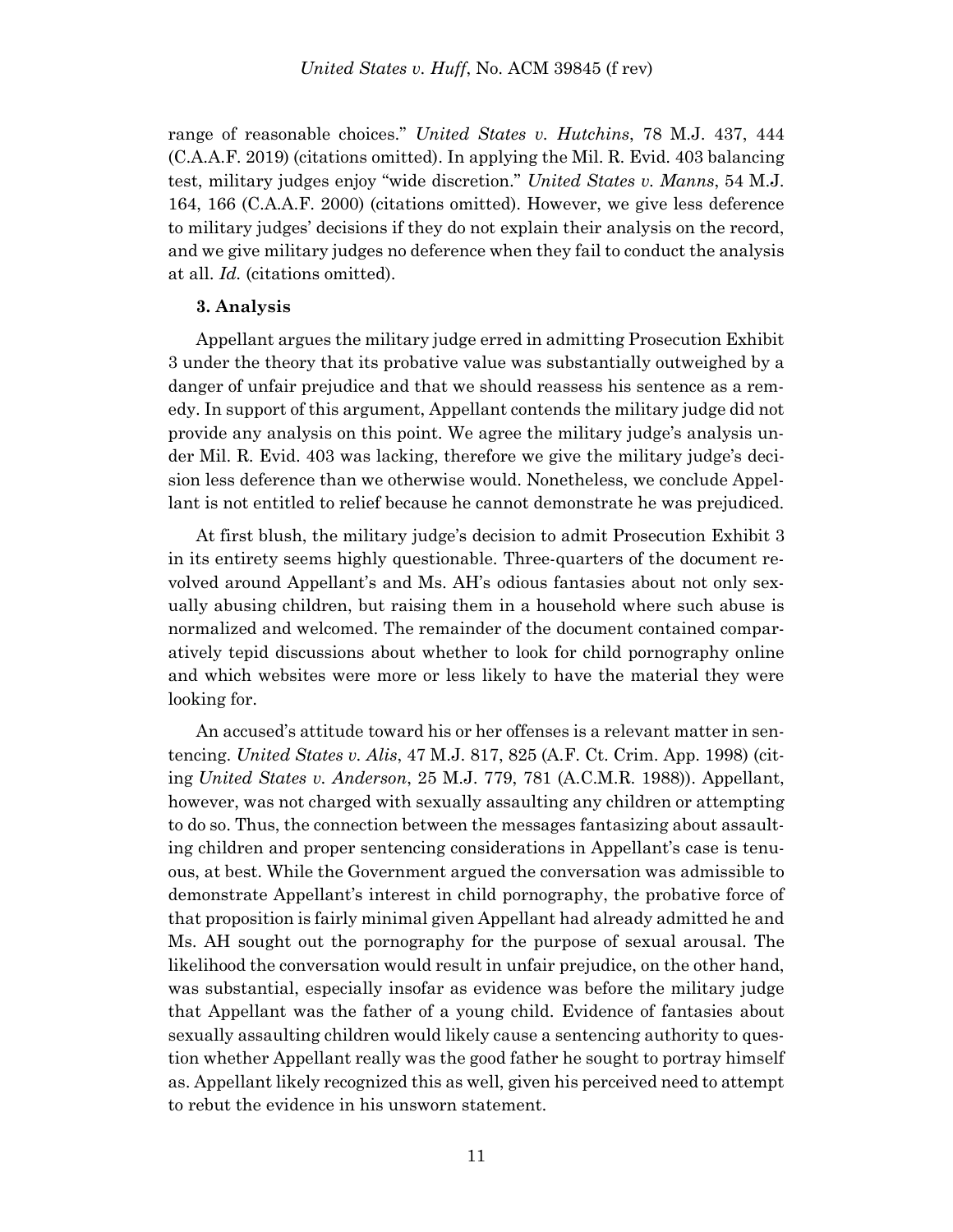range of reasonable choices." *United States v. Hutchins*, 78 M.J. 437, 444 (C.A.A.F. 2019) (citations omitted). In applying the Mil. R. Evid. 403 balancing test, military judges enjoy "wide discretion." *United States v. Manns*, 54 M.J. 164, 166 (C.A.A.F. 2000) (citations omitted). However, we give less deference to military judges' decisions if they do not explain their analysis on the record, and we give military judges no deference when they fail to conduct the analysis at all. *Id.* (citations omitted).

**3. Analysis**

Appellant argues the military judge erred in admitting Prosecution Exhibit 3 under the theory that its probative value was substantially outweighed by a danger of unfair prejudice and that we should reassess his sentence as a remedy. In support of this argument, Appellant contends the military judge did not provide any analysis on this point. We agree the military judge's analysis under Mil. R. Evid. 403 was lacking, therefore we give the military judge's decision less deference than we otherwise would. Nonetheless, we conclude Appellant is not entitled to relief because he cannot demonstrate he was prejudiced.

At first blush, the military judge's decision to admit Prosecution Exhibit 3 in its entirety seems highly questionable. Three-quarters of the document revolved around Appellant's and Ms. AH's odious fantasies about not only sexually abusing children, but raising them in a household where such abuse is normalized and welcomed. The remainder of the document contained comparatively tepid discussions about whether to look for child pornography online and which websites were more or less likely to have the material they were looking for.

An accused's attitude toward his or her offenses is a relevant matter in sentencing. *United States v. Alis*, 47 M.J. 817, 825 (A.F. Ct. Crim. App. 1998) (citing *United States v. Anderson*, 25 M.J. 779, 781 (A.C.M.R. 1988)). Appellant, however, was not charged with sexually assaulting any children or attempting to do so. Thus, the connection between the messages fantasizing about assaulting children and proper sentencing considerations in Appellant's case is tenuous, at best. While the Government argued the conversation was admissible to demonstrate Appellant's interest in child pornography, the probative force of that proposition is fairly minimal given Appellant had already admitted he and Ms. AH sought out the pornography for the purpose of sexual arousal. The likelihood the conversation would result in unfair prejudice, on the other hand, was substantial, especially insofar as evidence was before the military judge that Appellant was the father of a young child. Evidence of fantasies about sexually assaulting children would likely cause a sentencing authority to question whether Appellant really was the good father he sought to portray himself as. Appellant likely recognized this as well, given his perceived need to attempt to rebut the evidence in his unsworn statement.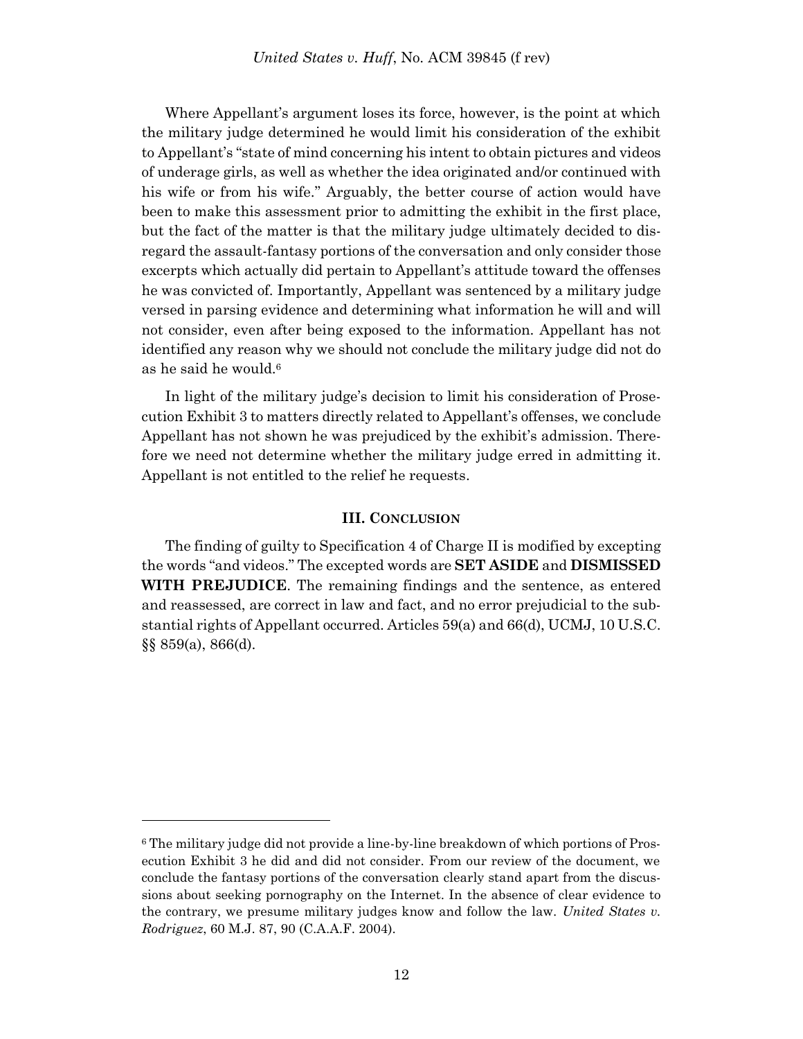Where Appellant's argument loses its force, however, is the point at which the military judge determined he would limit his consideration of the exhibit to Appellant's "state of mind concerning his intent to obtain pictures and videos of underage girls, as well as whether the idea originated and/or continued with his wife or from his wife." Arguably, the better course of action would have been to make this assessment prior to admitting the exhibit in the first place, but the fact of the matter is that the military judge ultimately decided to disregard the assault-fantasy portions of the conversation and only consider those excerpts which actually did pertain to Appellant's attitude toward the offenses he was convicted of. Importantly, Appellant was sentenced by a military judge versed in parsing evidence and determining what information he will and will not consider, even after being exposed to the information. Appellant has not identified any reason why we should not conclude the military judge did not do as he said he would.[6]

In light of the military judge's decision to limit his consideration of Prosecution Exhibit 3 to matters directly related to Appellant's offenses, we conclude Appellant has not shown he was prejudiced by the exhibit's admission. Therefore we need not determine whether the military judge erred in admitting it. Appellant is not entitled to the relief he requests.

### III. CONCLUSION

The finding of guilty to Specification 4 of Charge II is modified by excepting the words "and videos." The excepted words are **SET ASIDE** and **DISMISSED WITH PREJUDICE**. The remaining findings and the sentence, as entered and reassessed, are correct in law and fact, and no error prejudicial to the substantial rights of Appellant occurred. Articles 59(a) and 66(d), UCMJ, 10 U.S.C. §§ 859(a), 866(d).

---

[6] The military judge did not provide a line-by-line breakdown of which portions of Prosecution Exhibit 3 he did and did not consider. From our review of the document, we conclude the fantasy portions of the conversation clearly stand apart from the discussions about seeking pornography on the Internet. In the absence of clear evidence to the contrary, we presume military judges know and follow the law. *United States v. Rodriguez*, 60 M.J. 87, 90 (C.A.A.F. 2004).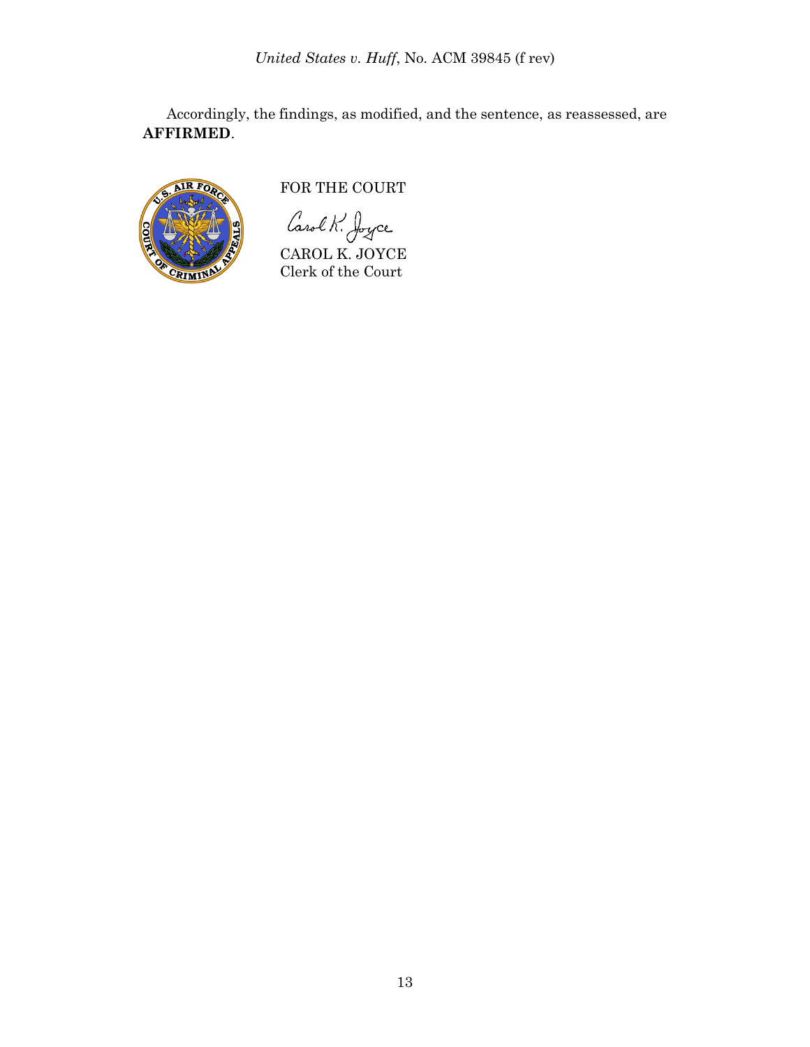Accordingly, the findings, as modified, and the sentence, as reassessed, are **AFFIRMED**.

FOR THE COURT

CAROL K. JOYCE
Clerk of the Court